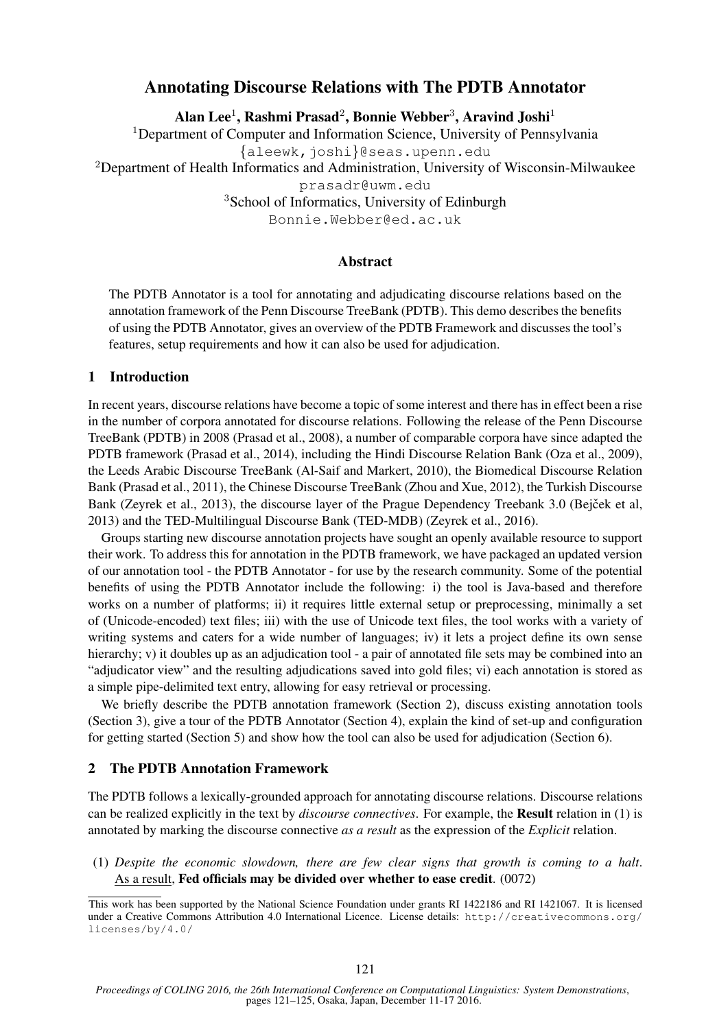# Annotating Discourse Relations with The PDTB Annotator

**Alan Lee[1], Rashmi Prasad[2], Bonnie Webber[3], Aravind Joshi[1]**

[1]Department of Computer and Information Science, University of Pennsylvania
{aleewk,joshi}@seas.upenn.edu

[2]Department of Health Informatics and Administration, University of Wisconsin-Milwaukee
prasadr@uwm.edu

[3]School of Informatics, University of Edinburgh
Bonnie.Webber@ed.ac.uk

## Abstract

The PDTB Annotator is a tool for annotating and adjudicating discourse relations based on the annotation framework of the Penn Discourse TreeBank (PDTB). This demo describes the benefits of using the PDTB Annotator, gives an overview of the PDTB Framework and discusses the tool's features, setup requirements and how it can also be used for adjudication.

## 1 Introduction

In recent years, discourse relations have become a topic of some interest and there has in effect been a rise in the number of corpora annotated for discourse relations. Following the release of the Penn Discourse TreeBank (PDTB) in 2008 (Prasad et al., 2008), a number of comparable corpora have since adapted the PDTB framework (Prasad et al., 2014), including the Hindi Discourse Relation Bank (Oza et al., 2009), the Leeds Arabic Discourse TreeBank (Al-Saif and Markert, 2010), the Biomedical Discourse Relation Bank (Prasad et al., 2011), the Chinese Discourse TreeBank (Zhou and Xue, 2012), the Turkish Discourse Bank (Zeyrek et al., 2013), the discourse layer of the Prague Dependency Treebank 3.0 (Bejček et al, 2013) and the TED-Multilingual Discourse Bank (TED-MDB) (Zeyrek et al., 2016).

Groups starting new discourse annotation projects have sought an openly available resource to support their work. To address this for annotation in the PDTB framework, we have packaged an updated version of our annotation tool - the PDTB Annotator - for use by the research community. Some of the potential benefits of using the PDTB Annotator include the following: i) the tool is Java-based and therefore works on a number of platforms; ii) it requires little external setup or preprocessing, minimally a set of (Unicode-encoded) text files; iii) with the use of Unicode text files, the tool works with a variety of writing systems and caters for a wide number of languages; iv) it lets a project define its own sense hierarchy; v) it doubles up as an adjudication tool - a pair of annotated file sets may be combined into an "adjudicator view" and the resulting adjudications saved into gold files; vi) each annotation is stored as a simple pipe-delimited text entry, allowing for easy retrieval or processing.

We briefly describe the PDTB annotation framework (Section 2), discuss existing annotation tools (Section 3), give a tour of the PDTB Annotator (Section 4), explain the kind of set-up and configuration for getting started (Section 5) and show how the tool can also be used for adjudication (Section 6).

## 2 The PDTB Annotation Framework

The PDTB follows a lexically-grounded approach for annotating discourse relations. Discourse relations can be realized explicitly in the text by *discourse connectives*. For example, the **Result** relation in (1) is annotated by marking the discourse connective *as a result* as the expression of the *Explicit* relation.

(1) *Despite the economic slowdown, there are few clear signs that growth is coming to a halt*. <u>As a result</u>, **Fed officials may be divided over whether to ease credit**. (0072)

---

This work has been supported by the National Science Foundation under grants RI 1422186 and RI 1421067. It is licensed under a Creative Commons Attribution 4.0 International Licence. License details: http://creativecommons.org/licenses/by/4.0/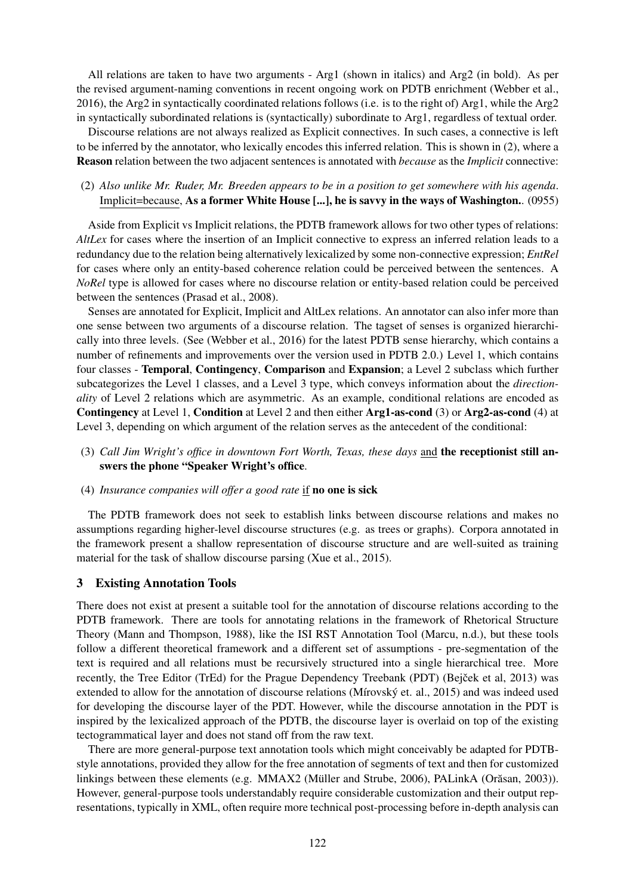All relations are taken to have two arguments - Arg1 (shown in italics) and Arg2 (in bold). As per the revised argument-naming conventions in recent ongoing work on PDTB enrichment (Webber et al., 2016), the Arg2 in syntactically coordinated relations follows (i.e. is to the right of) Arg1, while the Arg2 in syntactically subordinated relations is (syntactically) subordinate to Arg1, regardless of textual order.

Discourse relations are not always realized as Explicit connectives. In such cases, a connective is left to be inferred by the annotator, who lexically encodes this inferred relation. This is shown in (2), where a **Reason** relation between the two adjacent sentences is annotated with *because* as the *Implicit* connective:

(2) *Also unlike Mr. Ruder, Mr. Breeden appears to be in a position to get somewhere with his agenda*. <u>Implicit=because</u>, **As a former White House [...], he is savvy in the ways of Washington.**. (0955)

Aside from Explicit vs Implicit relations, the PDTB framework allows for two other types of relations: *AltLex* for cases where the insertion of an Implicit connective to express an inferred relation leads to a redundancy due to the relation being alternatively lexicalized by some non-connective expression; *EntRel* for cases where only an entity-based coherence relation could be perceived between the sentences. A *NoRel* type is allowed for cases where no discourse relation or entity-based relation could be perceived between the sentences (Prasad et al., 2008).

Senses are annotated for Explicit, Implicit and AltLex relations. An annotator can also infer more than one sense between two arguments of a discourse relation. The tagset of senses is organized hierarchically into three levels. (See (Webber et al., 2016) for the latest PDTB sense hierarchy, which contains a number of refinements and improvements over the version used in PDTB 2.0.) Level 1, which contains four classes - **Temporal**, **Contingency**, **Comparison** and **Expansion**; a Level 2 subclass which further subcategorizes the Level 1 classes, and a Level 3 type, which conveys information about the *directionality* of Level 2 relations which are asymmetric. As an example, conditional relations are encoded as **Contingency** at Level 1, **Condition** at Level 2 and then either **Arg1-as-cond** (3) or **Arg2-as-cond** (4) at Level 3, depending on which argument of the relation serves as the antecedent of the conditional:

(3) *Call Jim Wright's office in downtown Fort Worth, Texas, these days* <u>and</u> **the receptionist still answers the phone "Speaker Wright's office**.

(4) *Insurance companies will offer a good rate* <u>if</u> **no one is sick**

The PDTB framework does not seek to establish links between discourse relations and makes no assumptions regarding higher-level discourse structures (e.g. as trees or graphs). Corpora annotated in the framework present a shallow representation of discourse structure and are well-suited as training material for the task of shallow discourse parsing (Xue et al., 2015).

## 3 Existing Annotation Tools

There does not exist at present a suitable tool for the annotation of discourse relations according to the PDTB framework. There are tools for annotating relations in the framework of Rhetorical Structure Theory (Mann and Thompson, 1988), like the ISI RST Annotation Tool (Marcu, n.d.), but these tools follow a different theoretical framework and a different set of assumptions - pre-segmentation of the text is required and all relations must be recursively structured into a single hierarchical tree. More recently, the Tree Editor (TrEd) for the Prague Dependency Treebank (PDT) (Bejček et al, 2013) was extended to allow for the annotation of discourse relations (Mírovský et. al., 2015) and was indeed used for developing the discourse layer of the PDT. However, while the discourse annotation in the PDT is inspired by the lexicalized approach of the PDTB, the discourse layer is overlaid on top of the existing tectogrammatical layer and does not stand off from the raw text.

There are more general-purpose text annotation tools which might conceivably be adapted for PDTB-style annotations, provided they allow for the free annotation of segments of text and then for customized linkings between these elements (e.g. MMAX2 (Müller and Strube, 2006), PALinkA (Orăsan, 2003)). However, general-purpose tools understandably require considerable customization and their output representations, typically in XML, often require more technical post-processing before in-depth analysis can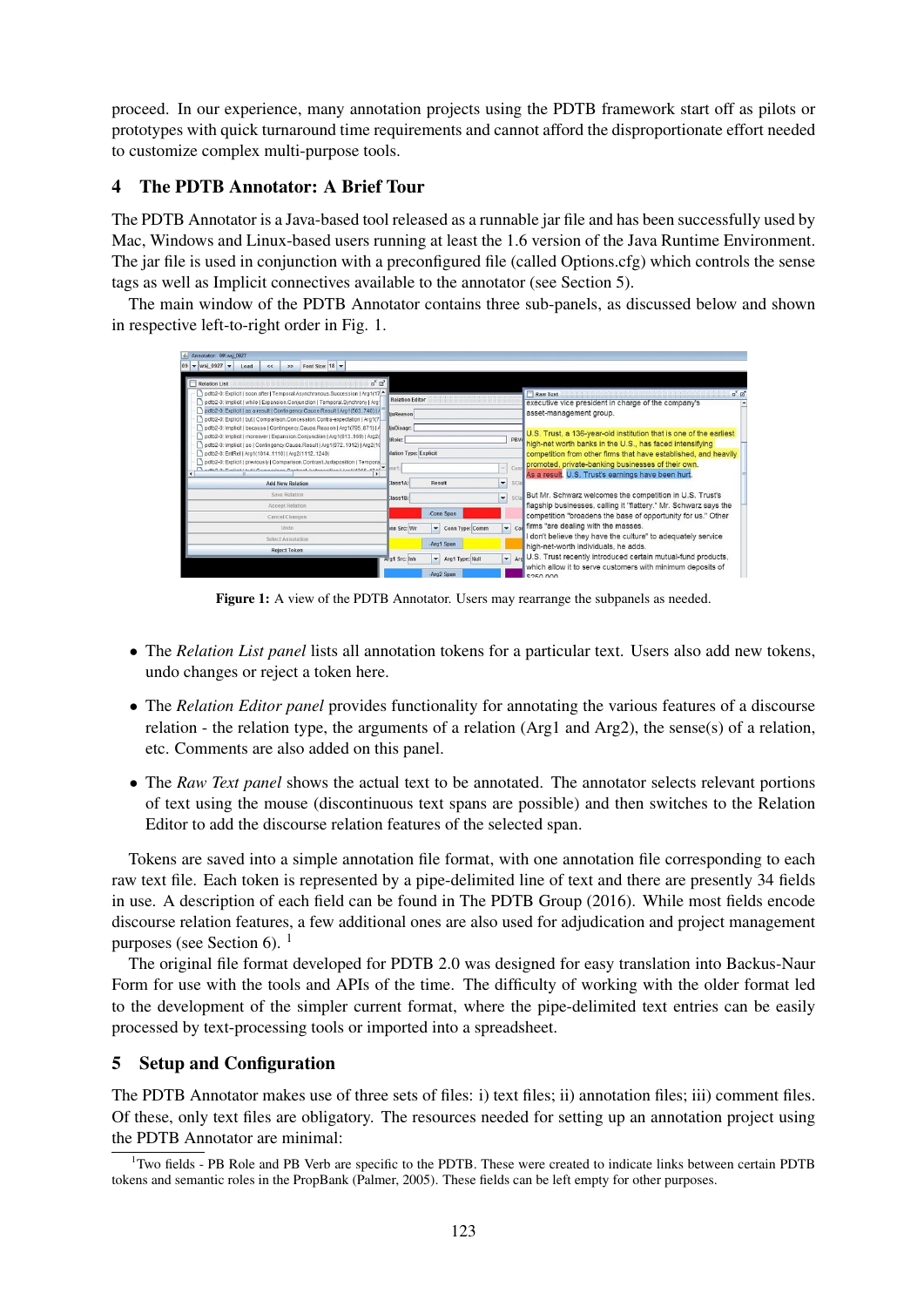proceed. In our experience, many annotation projects using the PDTB framework start off as pilots or prototypes with quick turnaround time requirements and cannot afford the disproportionate effort needed to customize complex multi-purpose tools.

## 4 The PDTB Annotator: A Brief Tour

The PDTB Annotator is a Java-based tool released as a runnable jar file and has been successfully used by Mac, Windows and Linux-based users running at least the 1.6 version of the Java Runtime Environment. The jar file is used in conjunction with a preconfigured file (called Options.cfg) which controls the sense tags as well as Implicit connectives available to the annotator (see Section 5).

The main window of the PDTB Annotator contains three sub-panels, as discussed below and shown in respective left-to-right order in Fig. 1.

**Figure 1:** A view of the PDTB Annotator. Users may rearrange the subpanels as needed.

- The *Relation List panel* lists all annotation tokens for a particular text. Users also add new tokens, undo changes or reject a token here.
- The *Relation Editor panel* provides functionality for annotating the various features of a discourse relation - the relation type, the arguments of a relation (Arg1 and Arg2), the sense(s) of a relation, etc. Comments are also added on this panel.
- The *Raw Text panel* shows the actual text to be annotated. The annotator selects relevant portions of text using the mouse (discontinuous text spans are possible) and then switches to the Relation Editor to add the discourse relation features of the selected span.

Tokens are saved into a simple annotation file format, with one annotation file corresponding to each raw text file. Each token is represented by a pipe-delimited line of text and there are presently 34 fields in use. A description of each field can be found in The PDTB Group (2016). While most fields encode discourse relation features, a few additional ones are also used for adjudication and project management purposes (see Section 6). [1]

The original file format developed for PDTB 2.0 was designed for easy translation into Backus-Naur Form for use with the tools and APIs of the time. The difficulty of working with the older format led to the development of the simpler current format, where the pipe-delimited text entries can be easily processed by text-processing tools or imported into a spreadsheet.

## 5 Setup and Configuration

The PDTB Annotator makes use of three sets of files: i) text files; ii) annotation files; iii) comment files. Of these, only text files are obligatory. The resources needed for setting up an annotation project using the PDTB Annotator are minimal:

[1] Two fields - PB Role and PB Verb are specific to the PDTB. These were created to indicate links between certain PDTB tokens and semantic roles in the PropBank (Palmer, 2005). These fields can be left empty for other purposes.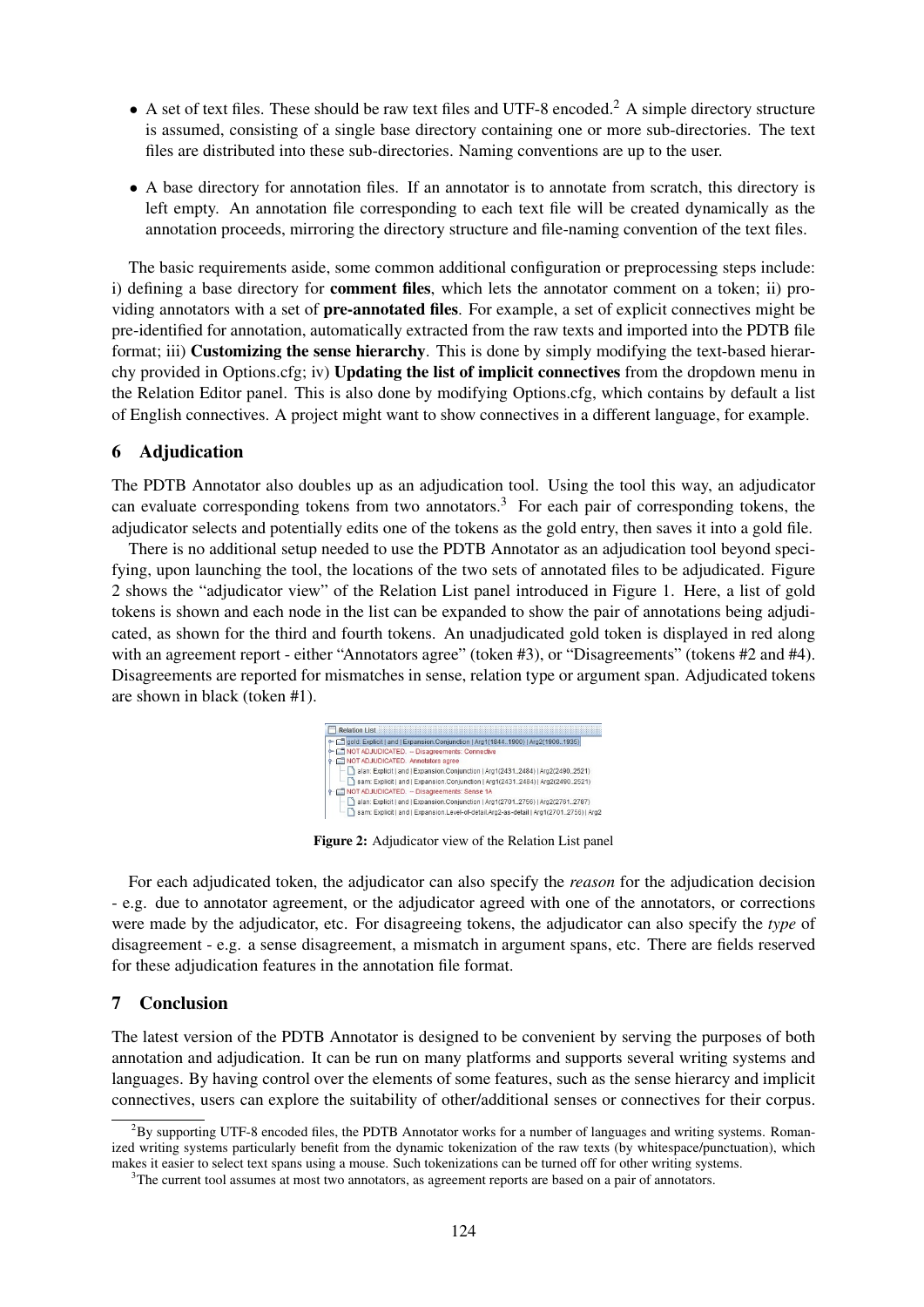- A set of text files. These should be raw text files and UTF-8 encoded.[2] A simple directory structure is assumed, consisting of a single base directory containing one or more sub-directories. The text files are distributed into these sub-directories. Naming conventions are up to the user.
- A base directory for annotation files. If an annotator is to annotate from scratch, this directory is left empty. An annotation file corresponding to each text file will be created dynamically as the annotation proceeds, mirroring the directory structure and file-naming convention of the text files.

The basic requirements aside, some common additional configuration or preprocessing steps include: i) defining a base directory for **comment files**, which lets the annotator comment on a token; ii) providing annotators with a set of **pre-annotated files**. For example, a set of explicit connectives might be pre-identified for annotation, automatically extracted from the raw texts and imported into the PDTB file format; iii) **Customizing the sense hierarchy**. This is done by simply modifying the text-based hierarchy provided in Options.cfg; iv) **Updating the list of implicit connectives** from the dropdown menu in the Relation Editor panel. This is also done by modifying Options.cfg, which contains by default a list of English connectives. A project might want to show connectives in a different language, for example.

## 6 Adjudication

The PDTB Annotator also doubles up as an adjudication tool. Using the tool this way, an adjudicator can evaluate corresponding tokens from two annotators.[3] For each pair of corresponding tokens, the adjudicator selects and potentially edits one of the tokens as the gold entry, then saves it into a gold file.

There is no additional setup needed to use the PDTB Annotator as an adjudication tool beyond specifying, upon launching the tool, the locations of the two sets of annotated files to be adjudicated. Figure 2 shows the "adjudicator view" of the Relation List panel introduced in Figure 1. Here, a list of gold tokens is shown and each node in the list can be expanded to show the pair of annotations being adjudicated, as shown for the third and fourth tokens. An unadjudicated gold token is displayed in red along with an agreement report - either "Annotators agree" (token #3), or "Disagreements" (tokens #2 and #4). Disagreements are reported for mismatches in sense, relation type or argument span. Adjudicated tokens are shown in black (token #1).

```
Relation List
gold: Explicit | and | Expansion.Conjunction | Arg1(1844..1900) | Arg2(1906..1935)
NOT ADJUDICATED. -- Disagreements: Connective
NOT ADJUDICATED. Annotators agree
    alan: Explicit | and | Expansion.Conjunction | Arg1(2431..2484) | Arg2(2490..2521)
    sam: Explicit | and | Expansion.Conjunction | Arg1(2431..2484) | Arg2(2490..2521)
NOT ADJUDICATED. -- Disagreements: Sense 1A
    alan: Explicit | and | Expansion.Conjunction | Arg1(2701..2756) | Arg2(2761..2767)
    sam: Explicit | and | Expansion.Level-of-detail.Arg2-as-detail | Arg1(2701..2756) | Arg2
```

**Figure 2:** Adjudicator view of the Relation List panel

For each adjudicated token, the adjudicator can also specify the *reason* for the adjudication decision - e.g. due to annotator agreement, or the adjudicator agreed with one of the annotators, or corrections were made by the adjudicator, etc. For disagreeing tokens, the adjudicator can also specify the *type* of disagreement - e.g. a sense disagreement, a mismatch in argument spans, etc. There are fields reserved for these adjudication features in the annotation file format.

## 7 Conclusion

The latest version of the PDTB Annotator is designed to be convenient by serving the purposes of both annotation and adjudication. It can be run on many platforms and supports several writing systems and languages. By having control over the elements of some features, such as the sense hierarchy and implicit connectives, users can explore the suitability of other/additional senses or connectives for their corpus.

[2] By supporting UTF-8 encoded files, the PDTB Annotator works for a number of languages and writing systems. Romanized writing systems particularly benefit from the dynamic tokenization of the raw texts (by whitespace/punctuation), which makes it easier to select text spans using a mouse. Such tokenizations can be turned off for other writing systems.

[3] The current tool assumes at most two annotators, as agreement reports are based on a pair of annotators.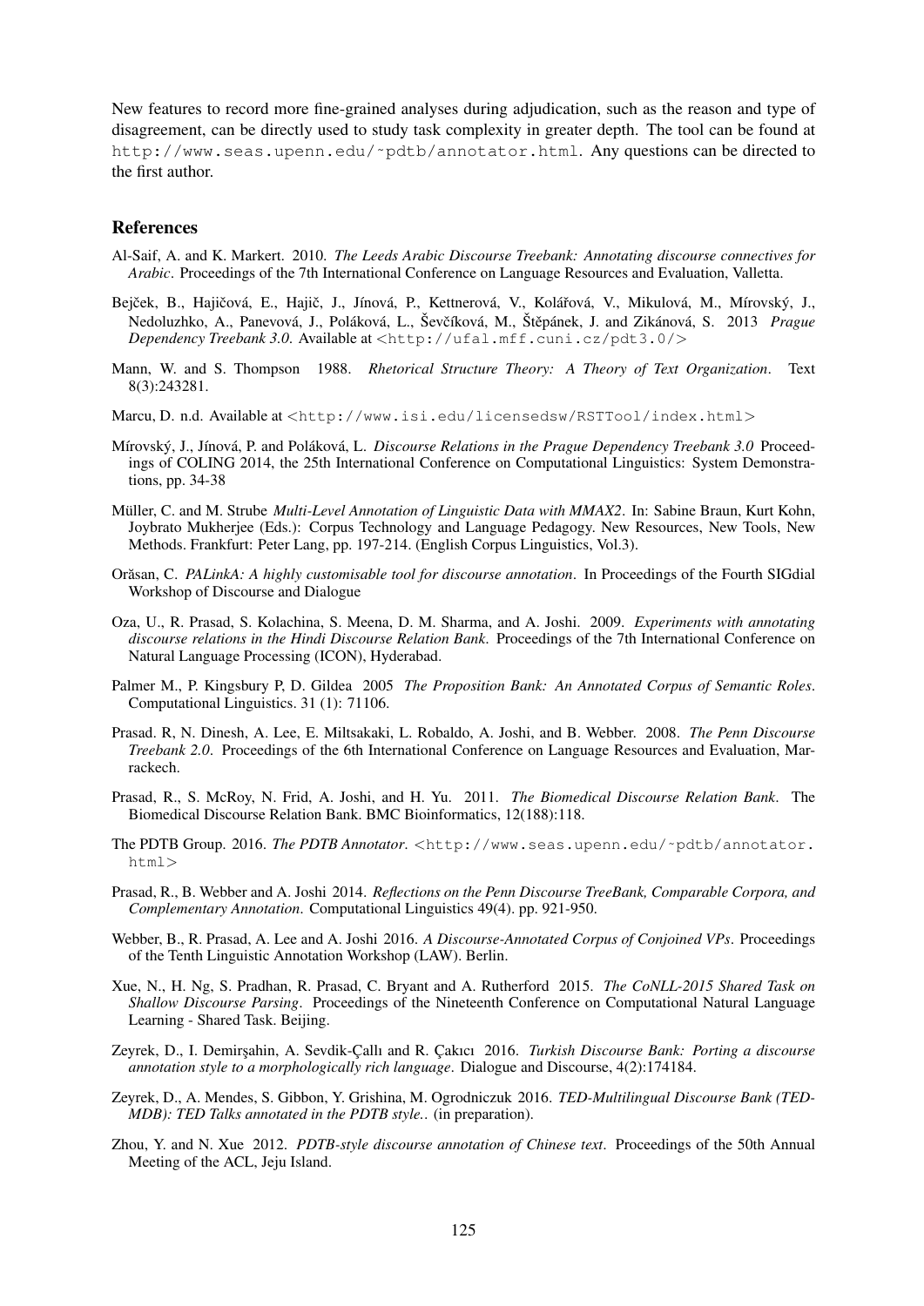New features to record more fine-grained analyses during adjudication, such as the reason and type of disagreement, can be directly used to study task complexity in greater depth. The tool can be found at http://www.seas.upenn.edu/~pdtb/annotator.html. Any questions can be directed to the first author.

## References

Al-Saif, A. and K. Markert. 2010. *The Leeds Arabic Discourse Treebank: Annotating discourse connectives for Arabic*. Proceedings of the 7th International Conference on Language Resources and Evaluation, Valletta.

Bejček, B., Hajičová, E., Hajič, J., Jínová, P., Kettnerová, V., Kolářová, V., Mikulová, M., Mírovský, J., Nedoluzhko, A., Panevová, J., Poláková, L., Ševčíková, M., Štěpánek, J. and Zikánová, S. 2013 *Prague Dependency Treebank 3.0*. Available at <http://ufal.mff.cuni.cz/pdt3.0/>

Mann, W. and S. Thompson 1988. *Rhetorical Structure Theory: A Theory of Text Organization*. Text 8(3):243281.

Marcu, D. n.d. Available at <http://www.isi.edu/licensedsw/RSTTool/index.html>

Mírovský, J., Jínová, P. and Poláková, L. *Discourse Relations in the Prague Dependency Treebank 3.0* Proceedings of COLING 2014, the 25th International Conference on Computational Linguistics: System Demonstrations, pp. 34-38

Müller, C. and M. Strube *Multi-Level Annotation of Linguistic Data with MMAX2*. In: Sabine Braun, Kurt Kohn, Joybrato Mukherjee (Eds.): Corpus Technology and Language Pedagogy. New Resources, New Tools, New Methods. Frankfurt: Peter Lang, pp. 197-214. (English Corpus Linguistics, Vol.3).

Orăsan, C. *PALinkA: A highly customisable tool for discourse annotation*. In Proceedings of the Fourth SIGdial Workshop of Discourse and Dialogue

Oza, U., R. Prasad, S. Kolachina, S. Meena, D. M. Sharma, and A. Joshi. 2009. *Experiments with annotating discourse relations in the Hindi Discourse Relation Bank*. Proceedings of the 7th International Conference on Natural Language Processing (ICON), Hyderabad.

Palmer M., P. Kingsbury P, D. Gildea 2005 *The Proposition Bank: An Annotated Corpus of Semantic Roles*. Computational Linguistics. 31 (1): 71106.

Prasad. R, N. Dinesh, A. Lee, E. Miltsakaki, L. Robaldo, A. Joshi, and B. Webber. 2008. *The Penn Discourse Treebank 2.0*. Proceedings of the 6th International Conference on Language Resources and Evaluation, Marrackech.

Prasad, R., S. McRoy, N. Frid, A. Joshi, and H. Yu. 2011. *The Biomedical Discourse Relation Bank*. The Biomedical Discourse Relation Bank. BMC Bioinformatics, 12(188):118.

The PDTB Group. 2016. *The PDTB Annotator*. <http://www.seas.upenn.edu/~pdtb/annotator.html>

Prasad, R., B. Webber and A. Joshi 2014. *Reflections on the Penn Discourse TreeBank, Comparable Corpora, and Complementary Annotation*. Computational Linguistics 49(4). pp. 921-950.

Webber, B., R. Prasad, A. Lee and A. Joshi 2016. *A Discourse-Annotated Corpus of Conjoined VPs*. Proceedings of the Tenth Linguistic Annotation Workshop (LAW). Berlin.

Xue, N., H. Ng, S. Pradhan, R. Prasad, C. Bryant and A. Rutherford 2015. *The CoNLL-2015 Shared Task on Shallow Discourse Parsing*. Proceedings of the Nineteenth Conference on Computational Natural Language Learning - Shared Task. Beijing.

Zeyrek, D., I. Demirşahin, A. Sevdik-Çallı and R. Çakıcı 2016. *Turkish Discourse Bank: Porting a discourse annotation style to a morphologically rich language*. Dialogue and Discourse, 4(2):174184.

Zeyrek, D., A. Mendes, S. Gibbon, Y. Grishina, M. Ogrodniczuk 2016. *TED-Multilingual Discourse Bank (TED-MDB): TED Talks annotated in the PDTB style.*. (in preparation).

Zhou, Y. and N. Xue 2012. *PDTB-style discourse annotation of Chinese text*. Proceedings of the 50th Annual Meeting of the ACL, Jeju Island.